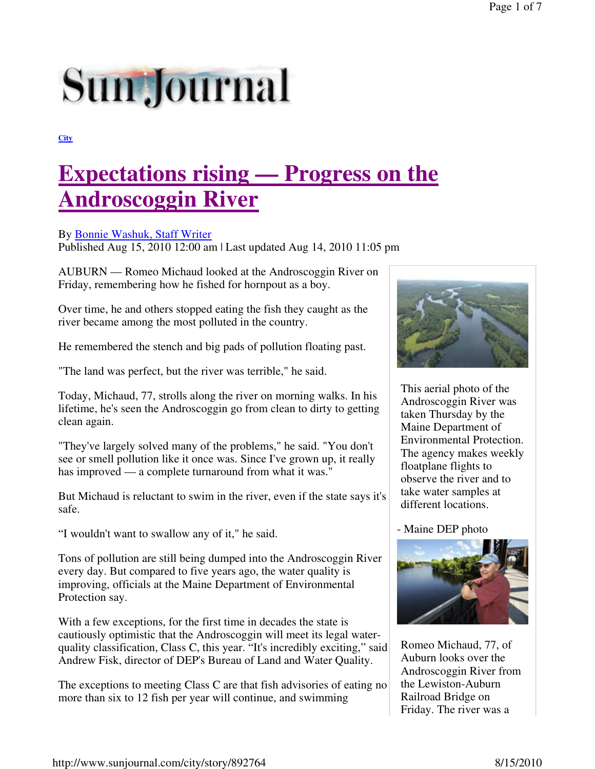Sun Journal

City

# Expectations rising — Progress on the Androscoggin River

By Bonnie Washuk, Staff Writer
Published Aug 15, 2010 12:00 am | Last updated Aug 14, 2010 11:05 pm

AUBURN — Romeo Michaud looked at the Androscoggin River on Friday, remembering how he fished for hornpout as a boy.

Over time, he and others stopped eating the fish they caught as the river became among the most polluted in the country.

He remembered the stench and big pads of pollution floating past.

"The land was perfect, but the river was terrible," he said.

Today, Michaud, 77, strolls along the river on morning walks. In his lifetime, he's seen the Androscoggin go from clean to dirty to getting clean again.

"They've largely solved many of the problems," he said. "You don't see or smell pollution like it once was. Since I've grown up, it really has improved — a complete turnaround from what it was."

But Michaud is reluctant to swim in the river, even if the state says it's safe.

"I wouldn't want to swallow any of it," he said.

Tons of pollution are still being dumped into the Androscoggin River every day. But compared to five years ago, the water quality is improving, officials at the Maine Department of Environmental Protection say.

With a few exceptions, for the first time in decades the state is cautiously optimistic that the Androscoggin will meet its legal water-quality classification, Class C, this year. "It's incredibly exciting," said Andrew Fisk, director of DEP's Bureau of Land and Water Quality.

The exceptions to meeting Class C are that fish advisories of eating no more than six to 12 fish per year will continue, and swimming

This aerial photo of the Androscoggin River was taken Thursday by the Maine Department of Environmental Protection. The agency makes weekly floatplane flights to observe the river and to take water samples at different locations.

- Maine DEP photo

Romeo Michaud, 77, of Auburn looks over the Androscoggin River from the Lewiston-Auburn Railroad Bridge on Friday. The river was a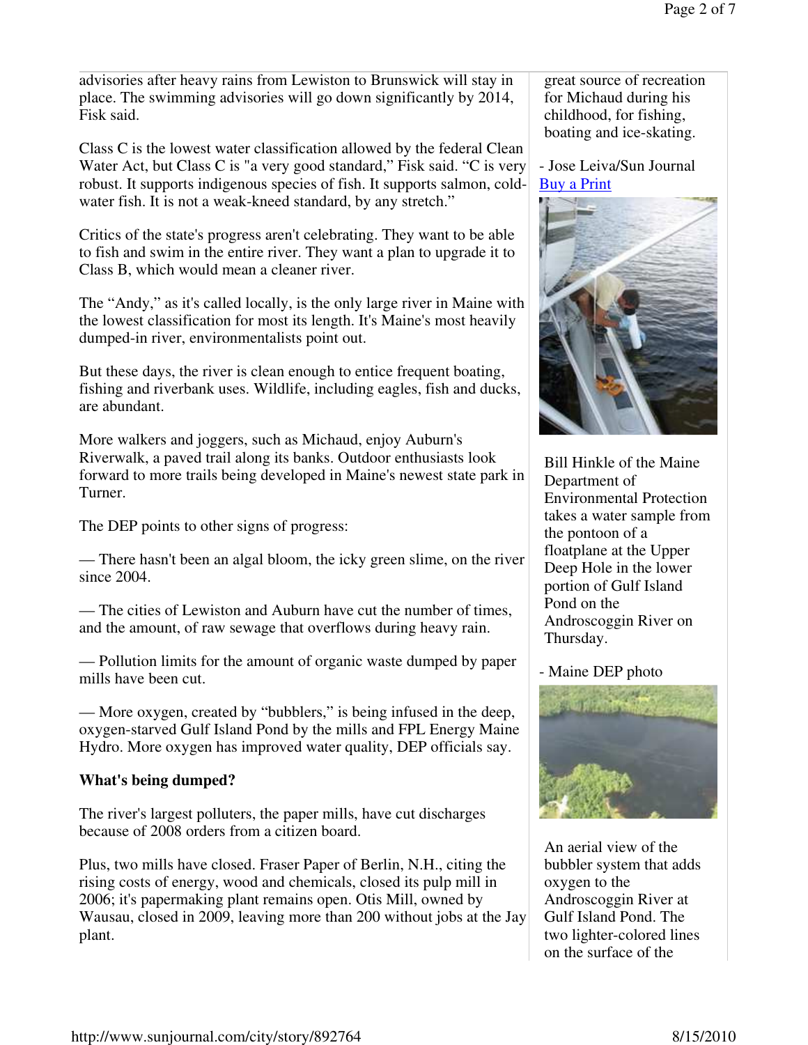advisories after heavy rains from Lewiston to Brunswick will stay in place. The swimming advisories will go down significantly by 2014, Fisk said.

Class C is the lowest water classification allowed by the federal Clean Water Act, but Class C is "a very good standard," Fisk said. "C is very robust. It supports indigenous species of fish. It supports salmon, cold-water fish. It is not a weak-kneed standard, by any stretch."

Critics of the state's progress aren't celebrating. They want to be able to fish and swim in the entire river. They want a plan to upgrade it to Class B, which would mean a cleaner river.

The "Andy," as it's called locally, is the only large river in Maine with the lowest classification for most its length. It's Maine's most heavily dumped-in river, environmentalists point out.

But these days, the river is clean enough to entice frequent boating, fishing and riverbank uses. Wildlife, including eagles, fish and ducks, are abundant.

More walkers and joggers, such as Michaud, enjoy Auburn's Riverwalk, a paved trail along its banks. Outdoor enthusiasts look forward to more trails being developed in Maine's newest state park in Turner.

The DEP points to other signs of progress:

— There hasn't been an algal bloom, the icky green slime, on the river since 2004.

— The cities of Lewiston and Auburn have cut the number of times, and the amount, of raw sewage that overflows during heavy rain.

— Pollution limits for the amount of organic waste dumped by paper mills have been cut.

— More oxygen, created by "bubblers," is being infused in the deep, oxygen-starved Gulf Island Pond by the mills and FPL Energy Maine Hydro. More oxygen has improved water quality, DEP officials say.

**What's being dumped?**

The river's largest polluters, the paper mills, have cut discharges because of 2008 orders from a citizen board.

Plus, two mills have closed. Fraser Paper of Berlin, N.H., citing the rising costs of energy, wood and chemicals, closed its pulp mill in 2006; it's papermaking plant remains open. Otis Mill, owned by Wausau, closed in 2009, leaving more than 200 without jobs at the Jay plant.

great source of recreation for Michaud during his childhood, for fishing, boating and ice-skating.

- Jose Leiva/Sun Journal
Buy a Print

Bill Hinkle of the Maine Department of Environmental Protection takes a water sample from the pontoon of a floatplane at the Upper Deep Hole in the lower portion of Gulf Island Pond on the Androscoggin River on Thursday.

- Maine DEP photo

An aerial view of the bubbler system that adds oxygen to the Androscoggin River at Gulf Island Pond. The two lighter-colored lines on the surface of the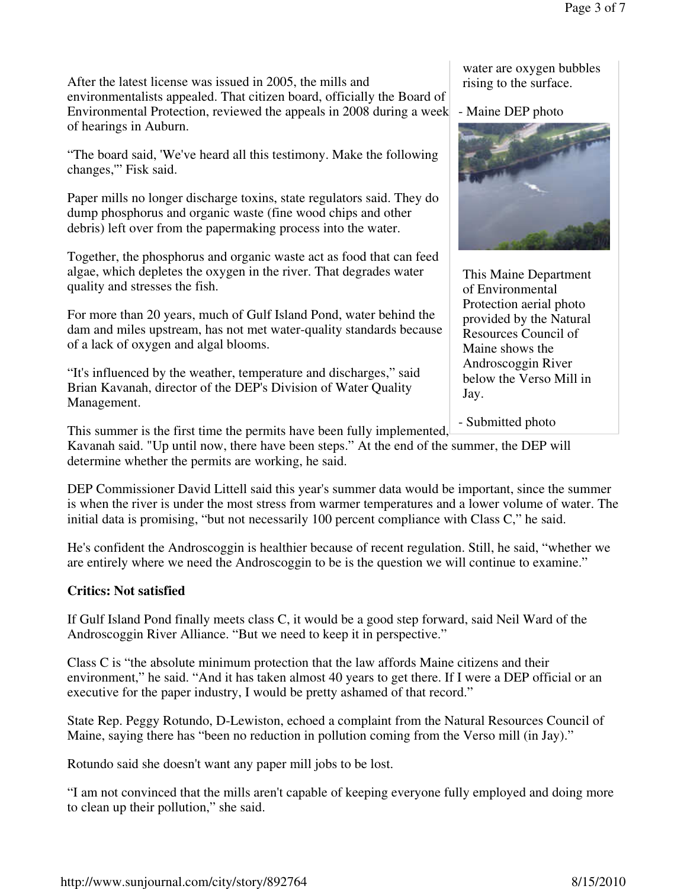After the latest license was issued in 2005, the mills and environmentalists appealed. That citizen board, officially the Board of Environmental Protection, reviewed the appeals in 2008 during a week of hearings in Auburn.

"The board said, 'We've heard all this testimony. Make the following changes,'" Fisk said.

Paper mills no longer discharge toxins, state regulators said. They do dump phosphorus and organic waste (fine wood chips and other debris) left over from the papermaking process into the water.

Together, the phosphorus and organic waste act as food that can feed algae, which depletes the oxygen in the river. That degrades water quality and stresses the fish.

For more than 20 years, much of Gulf Island Pond, water behind the dam and miles upstream, has not met water-quality standards because of a lack of oxygen and algal blooms.

"It's influenced by the weather, temperature and discharges," said Brian Kavanah, director of the DEP's Division of Water Quality Management.

This summer is the first time the permits have been fully implemented, Kavanah said. "Up until now, there have been steps." At the end of the summer, the DEP will determine whether the permits are working, he said.

water are oxygen bubbles rising to the surface.

- Maine DEP photo

This Maine Department of Environmental Protection aerial photo provided by the Natural Resources Council of Maine shows the Androscoggin River below the Verso Mill in Jay.

- Submitted photo

DEP Commissioner David Littell said this year's summer data would be important, since the summer is when the river is under the most stress from warmer temperatures and a lower volume of water. The initial data is promising, "but not necessarily 100 percent compliance with Class C," he said.

He's confident the Androscoggin is healthier because of recent regulation. Still, he said, "whether we are entirely where we need the Androscoggin to be is the question we will continue to examine."

**Critics: Not satisfied**

If Gulf Island Pond finally meets class C, it would be a good step forward, said Neil Ward of the Androscoggin River Alliance. "But we need to keep it in perspective."

Class C is "the absolute minimum protection that the law affords Maine citizens and their environment," he said. "And it has taken almost 40 years to get there. If I were a DEP official or an executive for the paper industry, I would be pretty ashamed of that record."

State Rep. Peggy Rotundo, D-Lewiston, echoed a complaint from the Natural Resources Council of Maine, saying there has "been no reduction in pollution coming from the Verso mill (in Jay)."

Rotundo said she doesn't want any paper mill jobs to be lost.

"I am not convinced that the mills aren't capable of keeping everyone fully employed and doing more to clean up their pollution," she said.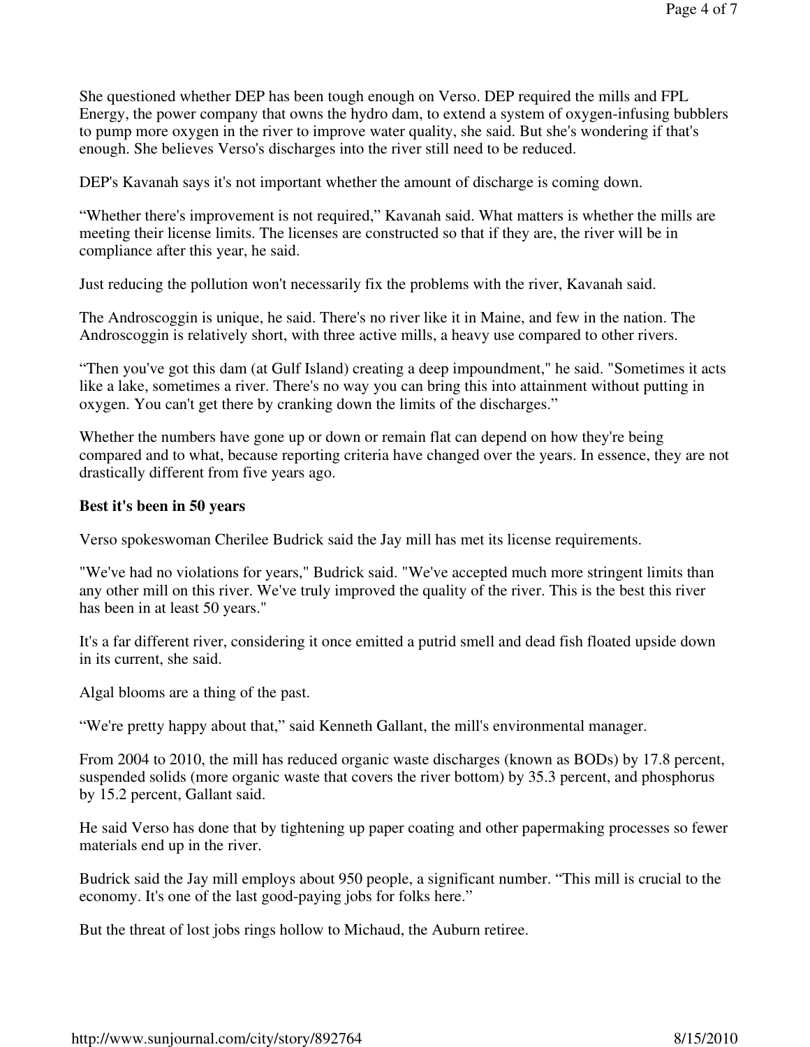She questioned whether DEP has been tough enough on Verso. DEP required the mills and FPL Energy, the power company that owns the hydro dam, to extend a system of oxygen-infusing bubblers to pump more oxygen in the river to improve water quality, she said. But she's wondering if that's enough. She believes Verso's discharges into the river still need to be reduced.

DEP's Kavanah says it's not important whether the amount of discharge is coming down.

“Whether there's improvement is not required,” Kavanah said. What matters is whether the mills are meeting their license limits. The licenses are constructed so that if they are, the river will be in compliance after this year, he said.

Just reducing the pollution won't necessarily fix the problems with the river, Kavanah said.

The Androscoggin is unique, he said. There's no river like it in Maine, and few in the nation. The Androscoggin is relatively short, with three active mills, a heavy use compared to other rivers.

“Then you've got this dam (at Gulf Island) creating a deep impoundment," he said. "Sometimes it acts like a lake, sometimes a river. There's no way you can bring this into attainment without putting in oxygen. You can't get there by cranking down the limits of the discharges.”

Whether the numbers have gone up or down or remain flat can depend on how they're being compared and to what, because reporting criteria have changed over the years. In essence, they are not drastically different from five years ago.

**Best it's been in 50 years**

Verso spokeswoman Cherilee Budrick said the Jay mill has met its license requirements.

"We've had no violations for years," Budrick said. "We've accepted much more stringent limits than any other mill on this river. We've truly improved the quality of the river. This is the best this river has been in at least 50 years."

It's a far different river, considering it once emitted a putrid smell and dead fish floated upside down in its current, she said.

Algal blooms are a thing of the past.

“We're pretty happy about that,” said Kenneth Gallant, the mill's environmental manager.

From 2004 to 2010, the mill has reduced organic waste discharges (known as BODs) by 17.8 percent, suspended solids (more organic waste that covers the river bottom) by 35.3 percent, and phosphorus by 15.2 percent, Gallant said.

He said Verso has done that by tightening up paper coating and other papermaking processes so fewer materials end up in the river.

Budrick said the Jay mill employs about 950 people, a significant number. “This mill is crucial to the economy. It's one of the last good-paying jobs for folks here.”

But the threat of lost jobs rings hollow to Michaud, the Auburn retiree.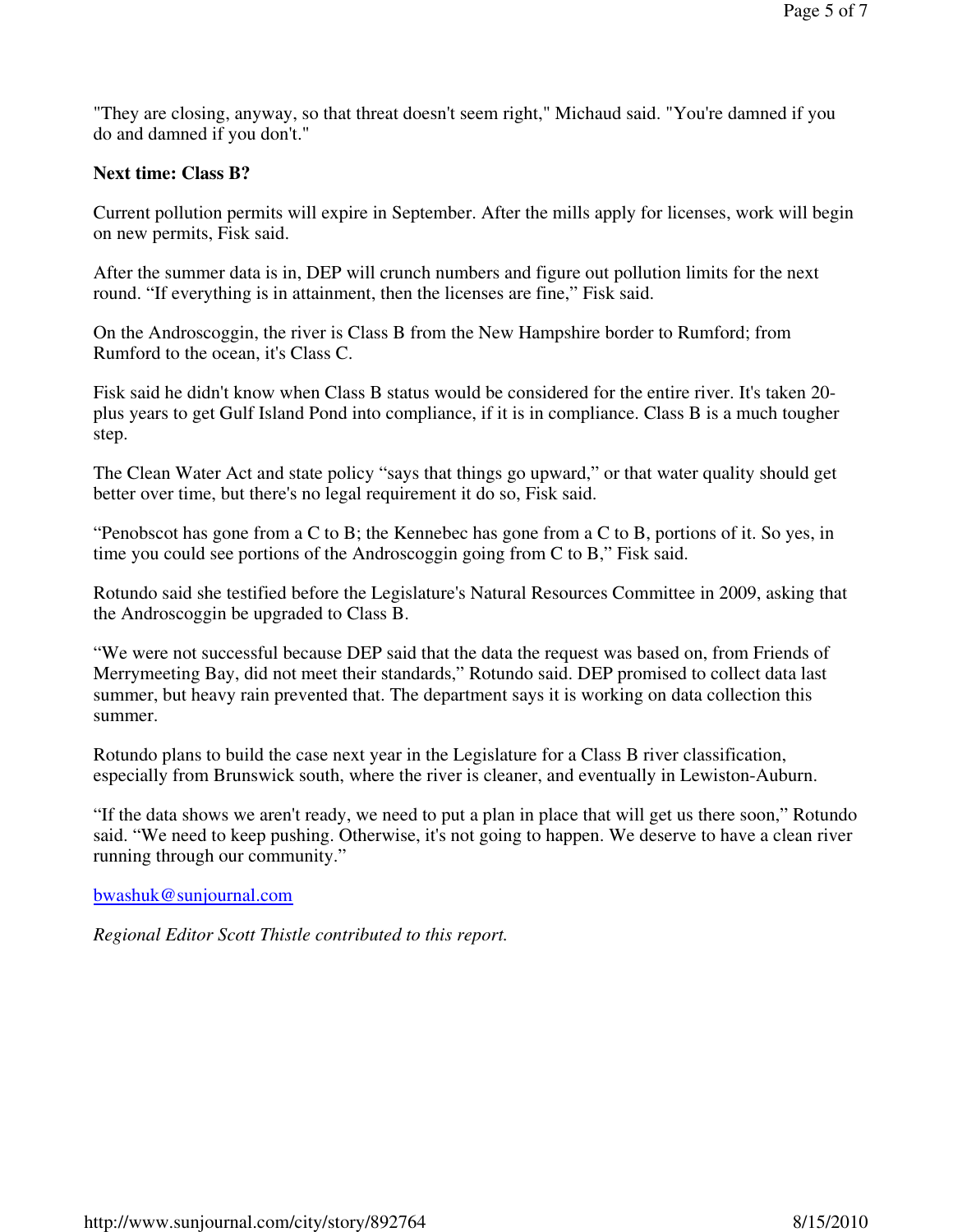"They are closing, anyway, so that threat doesn't seem right," Michaud said. "You're damned if you do and damned if you don't."

**Next time: Class B?**

Current pollution permits will expire in September. After the mills apply for licenses, work will begin on new permits, Fisk said.

After the summer data is in, DEP will crunch numbers and figure out pollution limits for the next round. "If everything is in attainment, then the licenses are fine," Fisk said.

On the Androscoggin, the river is Class B from the New Hampshire border to Rumford; from Rumford to the ocean, it's Class C.

Fisk said he didn't know when Class B status would be considered for the entire river. It's taken 20-plus years to get Gulf Island Pond into compliance, if it is in compliance. Class B is a much tougher step.

The Clean Water Act and state policy "says that things go upward," or that water quality should get better over time, but there's no legal requirement it do so, Fisk said.

"Penobscot has gone from a C to B; the Kennebec has gone from a C to B, portions of it. So yes, in time you could see portions of the Androscoggin going from C to B," Fisk said.

Rotundo said she testified before the Legislature's Natural Resources Committee in 2009, asking that the Androscoggin be upgraded to Class B.

"We were not successful because DEP said that the data the request was based on, from Friends of Merrymeeting Bay, did not meet their standards," Rotundo said. DEP promised to collect data last summer, but heavy rain prevented that. The department says it is working on data collection this summer.

Rotundo plans to build the case next year in the Legislature for a Class B river classification, especially from Brunswick south, where the river is cleaner, and eventually in Lewiston-Auburn.

"If the data shows we aren't ready, we need to put a plan in place that will get us there soon," Rotundo said. "We need to keep pushing. Otherwise, it's not going to happen. We deserve to have a clean river running through our community."

bwashuk@sunjournal.com

*Regional Editor Scott Thistle contributed to this report.*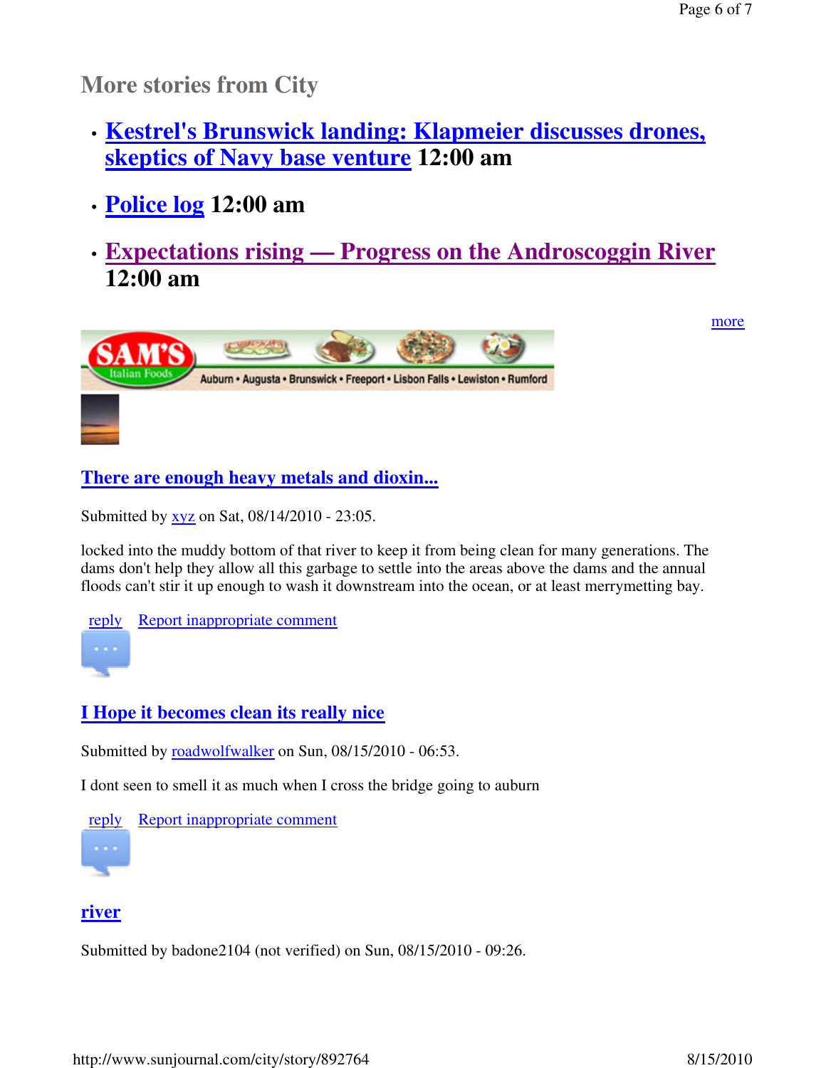## More stories from City

- **Kestrel's Brunswick landing: Klapmeier discusses drones, skeptics of Navy base venture** 12:00 am
- **Police log** 12:00 am
- **Expectations rising — Progress on the Androscoggin River** 12:00 am

more

### There are enough heavy metals and dioxin...

Submitted by xyz on Sat, 08/14/2010 - 23:05.

locked into the muddy bottom of that river to keep it from being clean for many generations. The dams don't help they allow all this garbage to settle into the areas above the dams and the annual floods can't stir it up enough to wash it downstream into the ocean, or at least merrymetting bay.

reply Report inappropriate comment

### I Hope it becomes clean its really nice

Submitted by roadwolfwalker on Sun, 08/15/2010 - 06:53.

I dont seen to smell it as much when I cross the bridge going to auburn

reply Report inappropriate comment

### river

Submitted by badone2104 (not verified) on Sun, 08/15/2010 - 09:26.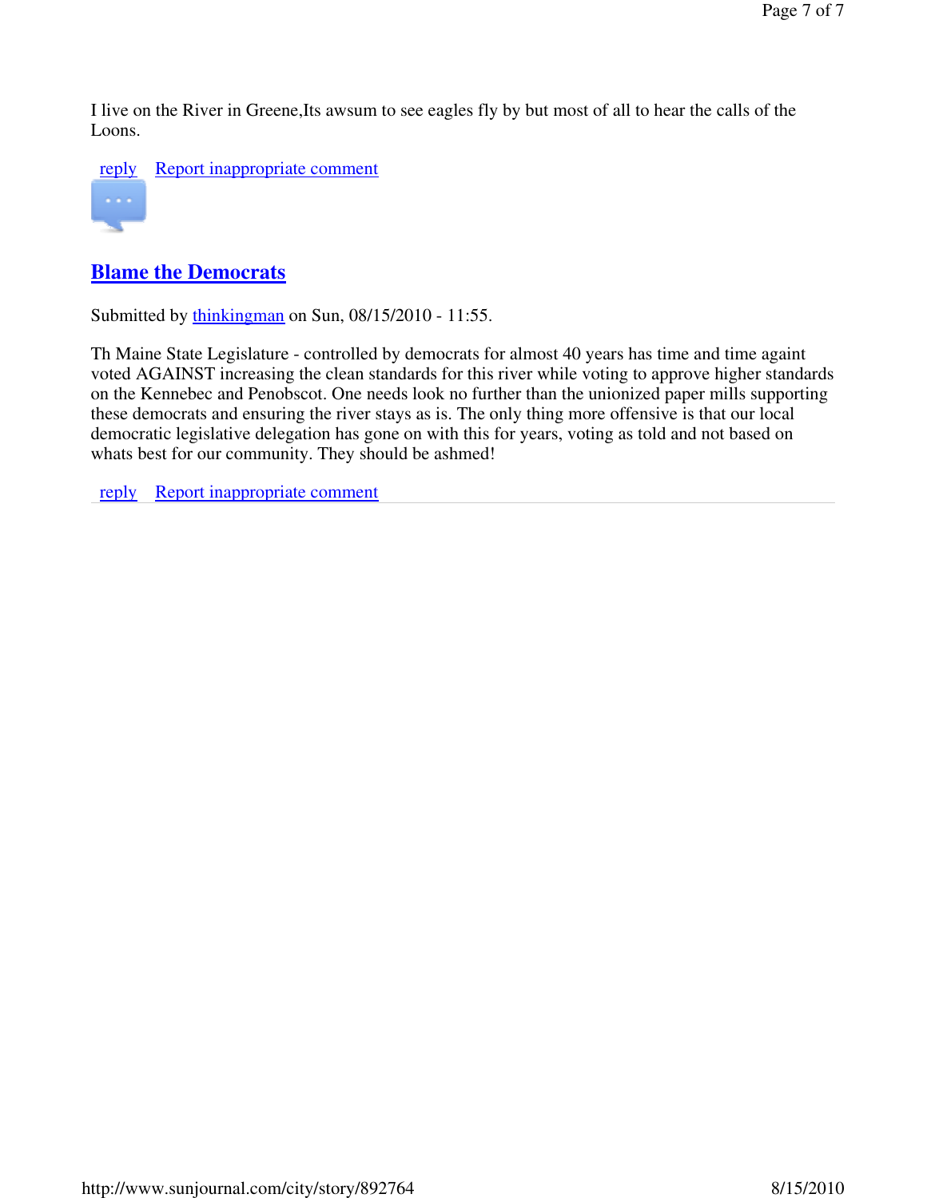I live on the River in Greene,Its awsum to see eagles fly by but most of all to hear the calls of the Loons.

reply Report inappropriate comment

## Blame the Democrats

Submitted by thinkingman on Sun, 08/15/2010 - 11:55.

Th Maine State Legislature - controlled by democrats for almost 40 years has time and time againt voted AGAINST increasing the clean standards for this river while voting to approve higher standards on the Kennebec and Penobscot. One needs look no further than the unionized paper mills supporting these democrats and ensuring the river stays as is. The only thing more offensive is that our local democratic legislative delegation has gone on with this for years, voting as told and not based on whats best for our community. They should be ashmed!

reply Report inappropriate comment